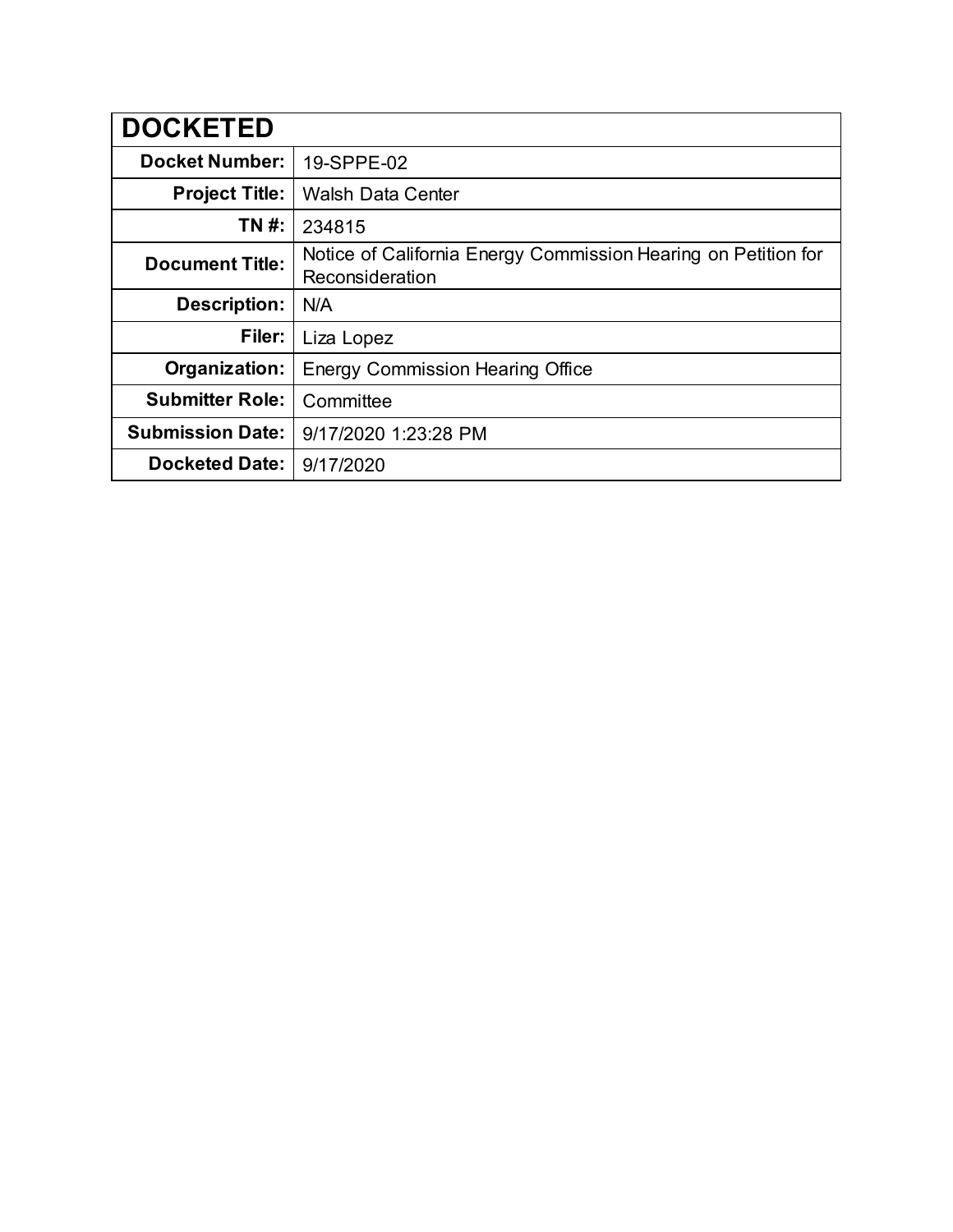| DOCKETED | |
|---|---|
| **Docket Number:** | 19-SPPE-02 |
| **Project Title:** | Walsh Data Center |
| **TN #:** | 234815 |
| **Document Title:** | Notice of California Energy Commission Hearing on Petition for Reconsideration |
| **Description:** | N/A |
| **Filer:** | Liza Lopez |
| **Organization:** | Energy Commission Hearing Office |
| **Submitter Role:** | Committee |
| **Submission Date:** | 9/17/2020 1:23:28 PM |
| **Docketed Date:** | 9/17/2020 |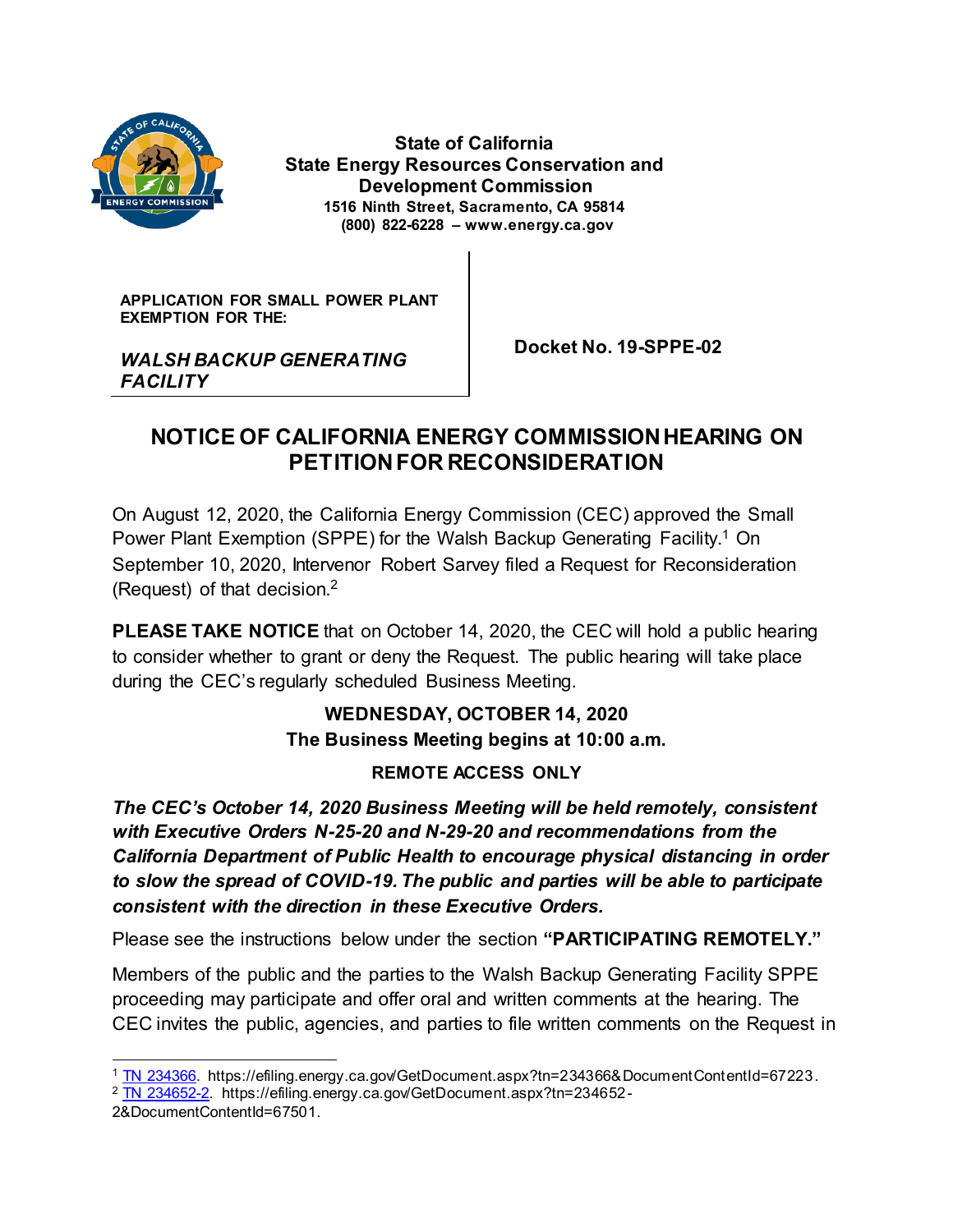**State of California**
**State Energy Resources Conservation and Development Commission**
**1516 Ninth Street, Sacramento, CA 95814**
**(800) 822-6228 – www.energy.ca.gov**

**APPLICATION FOR SMALL POWER PLANT EXEMPTION FOR THE:**

***WALSH BACKUP GENERATING FACILITY***

**Docket No. 19-SPPE-02**

# NOTICE OF CALIFORNIA ENERGY COMMISSION HEARING ON PETITION FOR RECONSIDERATION

On August 12, 2020, the California Energy Commission (CEC) approved the Small Power Plant Exemption (SPPE) for the Walsh Backup Generating Facility.[1] On September 10, 2020, Intervenor Robert Sarvey filed a Request for Reconsideration (Request) of that decision.[2]

**PLEASE TAKE NOTICE** that on October 14, 2020, the CEC will hold a public hearing to consider whether to grant or deny the Request. The public hearing will take place during the CEC's regularly scheduled Business Meeting.

**WEDNESDAY, OCTOBER 14, 2020**
**The Business Meeting begins at 10:00 a.m.**

**REMOTE ACCESS ONLY**

***The CEC's October 14, 2020 Business Meeting will be held remotely, consistent with Executive Orders N-25-20 and N-29-20 and recommendations from the California Department of Public Health to encourage physical distancing in order to slow the spread of COVID-19. The public and parties will be able to participate consistent with the direction in these Executive Orders.***

Please see the instructions below under the section **"PARTICIPATING REMOTELY."**

Members of the public and the parties to the Walsh Backup Generating Facility SPPE proceeding may participate and offer oral and written comments at the hearing. The CEC invites the public, agencies, and parties to file written comments on the Request in

---

[1] TN 234366. https://efiling.energy.ca.gov/GetDocument.aspx?tn=234366&DocumentContentId=67223.
[2] TN 234652-2. https://efiling.energy.ca.gov/GetDocument.aspx?tn=234652-2&DocumentContentId=67501.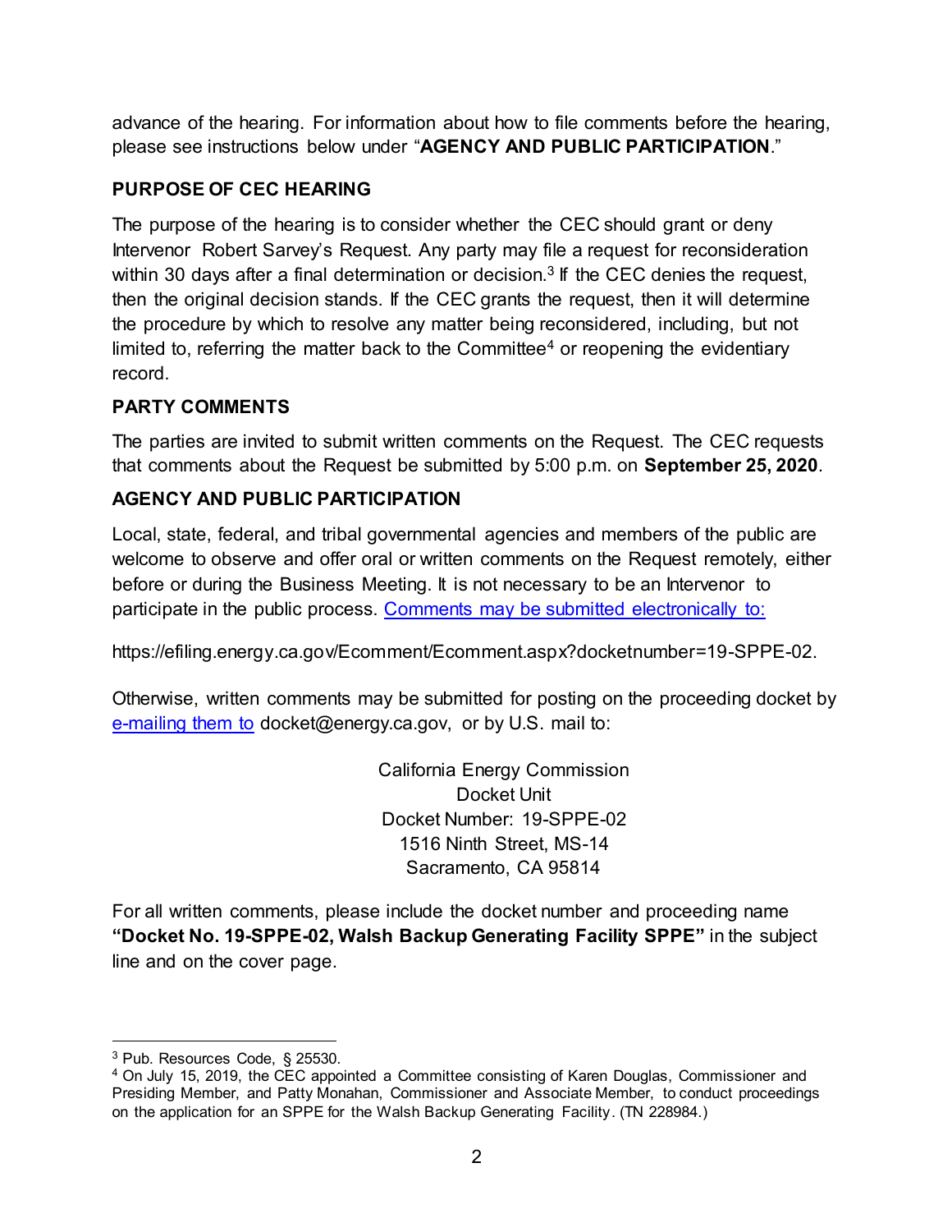advance of the hearing. For information about how to file comments before the hearing, please see instructions below under "**AGENCY AND PUBLIC PARTICIPATION**."

**PURPOSE OF CEC HEARING**

The purpose of the hearing is to consider whether the CEC should grant or deny Intervenor Robert Sarvey's Request. Any party may file a request for reconsideration within 30 days after a final determination or decision.[3] If the CEC denies the request, then the original decision stands. If the CEC grants the request, then it will determine the procedure by which to resolve any matter being reconsidered, including, but not limited to, referring the matter back to the Committee[4] or reopening the evidentiary record.

**PARTY COMMENTS**

The parties are invited to submit written comments on the Request. The CEC requests that comments about the Request be submitted by 5:00 p.m. on **September 25, 2020**.

**AGENCY AND PUBLIC PARTICIPATION**

Local, state, federal, and tribal governmental agencies and members of the public are welcome to observe and offer oral or written comments on the Request remotely, either before or during the Business Meeting. It is not necessary to be an Intervenor to participate in the public process. Comments may be submitted electronically to:

https://efiling.energy.ca.gov/Ecomment/Ecomment.aspx?docketnumber=19-SPPE-02.

Otherwise, written comments may be submitted for posting on the proceeding docket by e-mailing them to docket@energy.ca.gov, or by U.S. mail to:

California Energy Commission
Docket Unit
Docket Number: 19-SPPE-02
1516 Ninth Street, MS-14
Sacramento, CA 95814

For all written comments, please include the docket number and proceeding name **"Docket No. 19-SPPE-02, Walsh Backup Generating Facility SPPE"** in the subject line and on the cover page.

---

[3] Pub. Resources Code, § 25530.

[4] On July 15, 2019, the CEC appointed a Committee consisting of Karen Douglas, Commissioner and Presiding Member, and Patty Monahan, Commissioner and Associate Member, to conduct proceedings on the application for an SPPE for the Walsh Backup Generating Facility. (TN 228984.)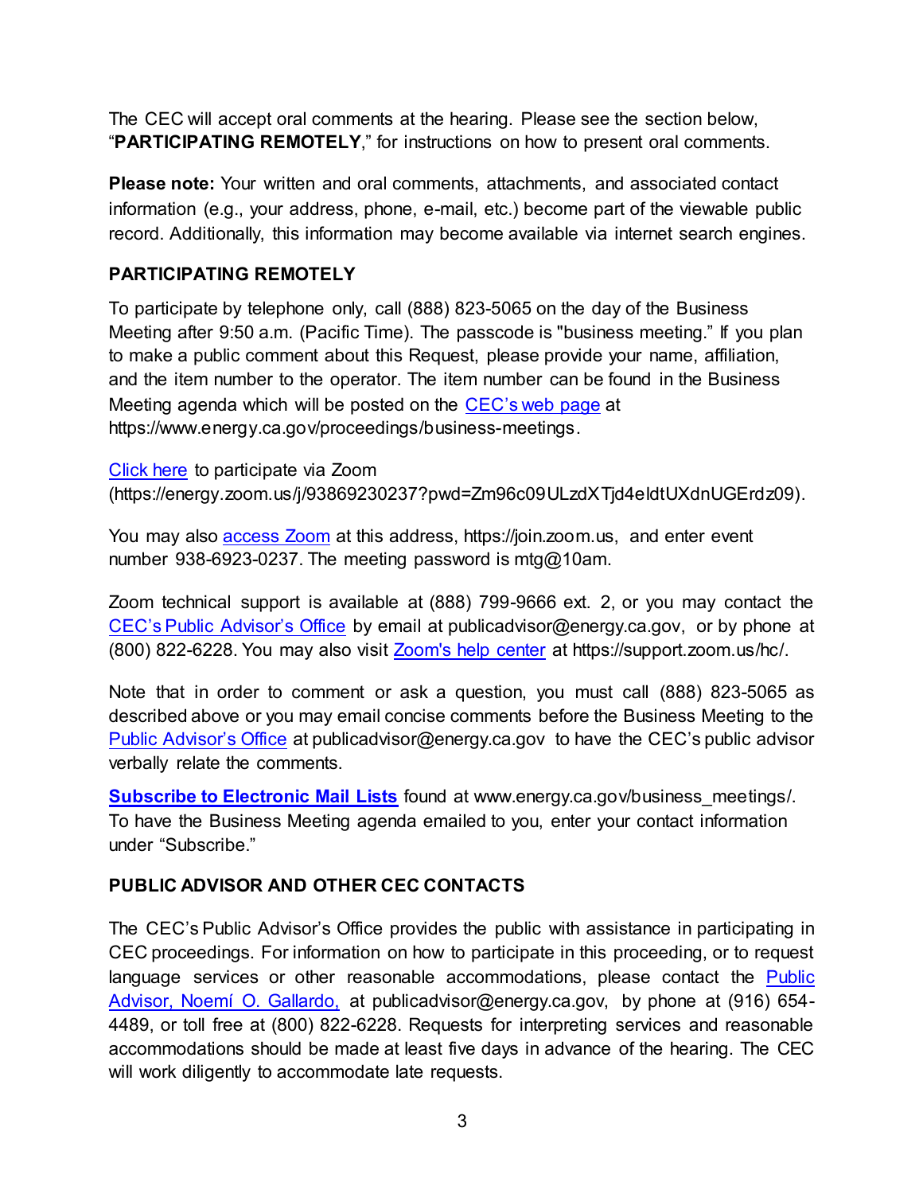The CEC will accept oral comments at the hearing. Please see the section below, "**PARTICIPATING REMOTELY**," for instructions on how to present oral comments.

**Please note:** Your written and oral comments, attachments, and associated contact information (e.g., your address, phone, e-mail, etc.) become part of the viewable public record. Additionally, this information may become available via internet search engines.

**PARTICIPATING REMOTELY**

To participate by telephone only, call (888) 823-5065 on the day of the Business Meeting after 9:50 a.m. (Pacific Time). The passcode is "business meeting." If you plan to make a public comment about this Request, please provide your name, affiliation, and the item number to the operator. The item number can be found in the Business Meeting agenda which will be posted on the [CEC's web page](https://www.energy.ca.gov/proceedings/business-meetings) at https://www.energy.ca.gov/proceedings/business-meetings.

[Click here](https://energy.zoom.us/j/93869230237?pwd=Zm96c09ULzdXTjd4eldtUXdnUGErdz09) to participate via Zoom (https://energy.zoom.us/j/93869230237?pwd=Zm96c09ULzdXTjd4eldtUXdnUGErdz09).

You may also [access Zoom](https://join.zoom.us) at this address, https://join.zoom.us, and enter event number 938-6923-0237. The meeting password is mtg@10am.

Zoom technical support is available at (888) 799-9666 ext. 2, or you may contact the CEC's Public Advisor's Office by email at publicadvisor@energy.ca.gov, or by phone at (800) 822-6228. You may also visit [Zoom's help center](https://support.zoom.us/hc/) at https://support.zoom.us/hc/.

Note that in order to comment or ask a question, you must call (888) 823-5065 as described above or you may email concise comments before the Business Meeting to the Public Advisor's Office at publicadvisor@energy.ca.gov to have the CEC's public advisor verbally relate the comments.

**Subscribe to Electronic Mail Lists** found at www.energy.ca.gov/business_meetings/. To have the Business Meeting agenda emailed to you, enter your contact information under "Subscribe."

**PUBLIC ADVISOR AND OTHER CEC CONTACTS**

The CEC's Public Advisor's Office provides the public with assistance in participating in CEC proceedings. For information on how to participate in this proceeding, or to request language services or other reasonable accommodations, please contact the Public Advisor, Noemí O. Gallardo, at publicadvisor@energy.ca.gov, by phone at (916) 654-4489, or toll free at (800) 822-6228. Requests for interpreting services and reasonable accommodations should be made at least five days in advance of the hearing. The CEC will work diligently to accommodate late requests.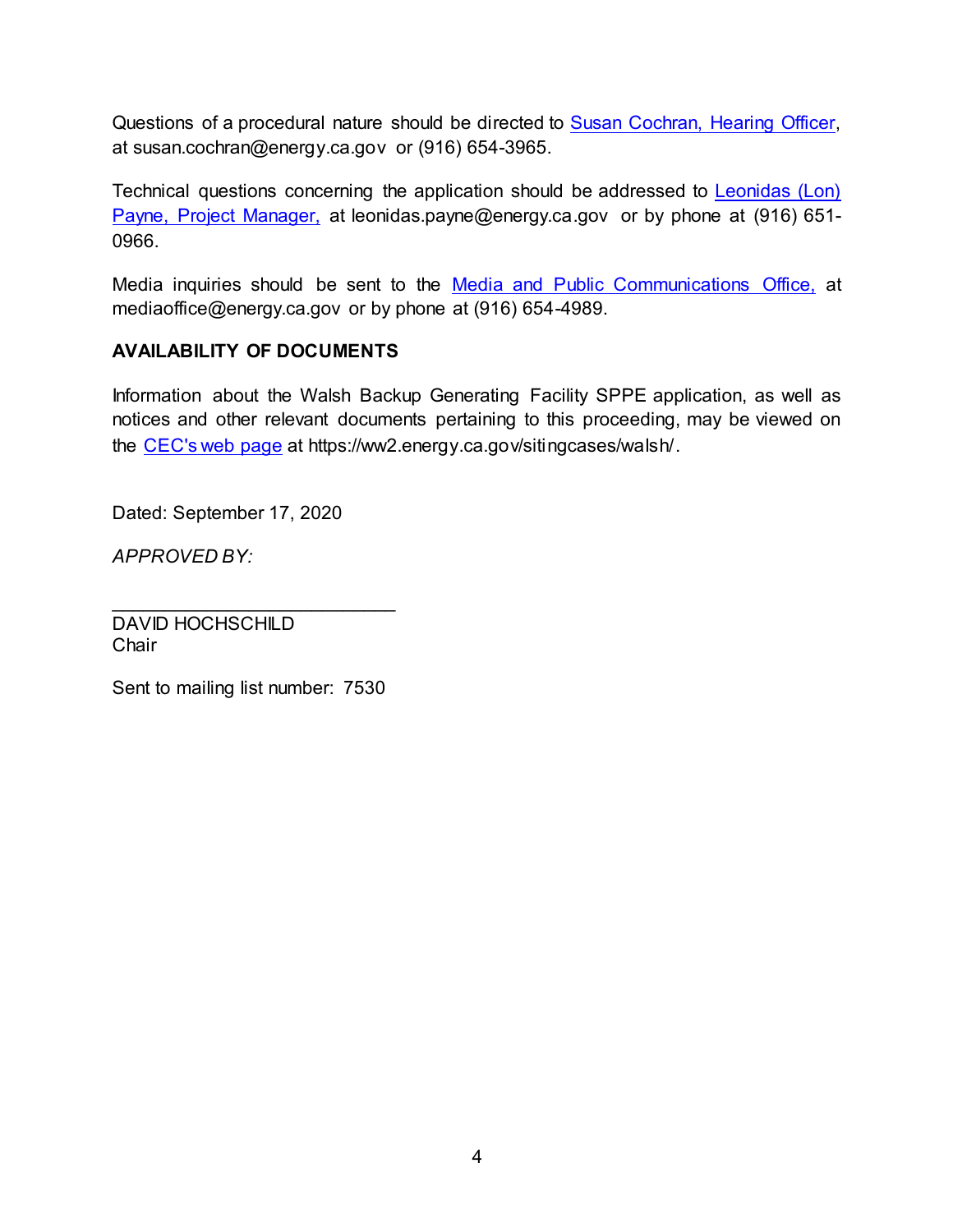Questions of a procedural nature should be directed to Susan Cochran, Hearing Officer, at susan.cochran@energy.ca.gov or (916) 654-3965.

Technical questions concerning the application should be addressed to Leonidas (Lon) Payne, Project Manager, at leonidas.payne@energy.ca.gov or by phone at (916) 651-0966.

Media inquiries should be sent to the Media and Public Communications Office, at mediaoffice@energy.ca.gov or by phone at (916) 654-4989.

**AVAILABILITY OF DOCUMENTS**

Information about the Walsh Backup Generating Facility SPPE application, as well as notices and other relevant documents pertaining to this proceeding, may be viewed on the CEC's web page at https://ww2.energy.ca.gov/sitingcases/walsh/.

Dated: September 17, 2020

*APPROVED BY:*

\_\_\_\_\_\_\_\_\_\_\_\_\_\_\_\_\_\_\_\_\_\_\_\_\_\_\_\_\_\_
DAVID HOCHSCHILD
Chair

Sent to mailing list number: 7530